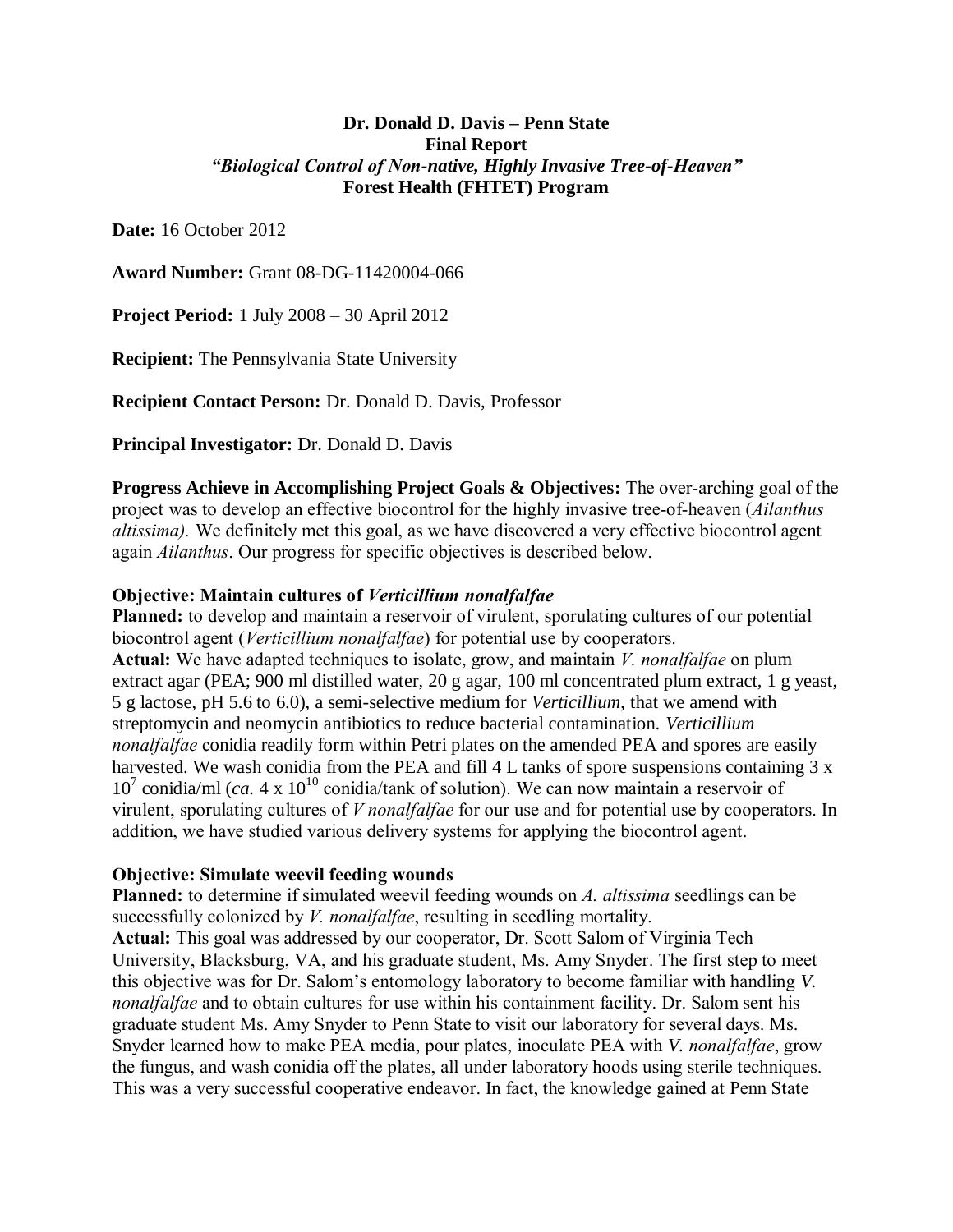**Dr. Donald D. Davis – Penn State**
**Final Report**
***"Biological Control of Non-native, Highly Invasive Tree-of-Heaven"***
**Forest Health (FHTET) Program**

**Date:** 16 October 2012

**Award Number:** Grant 08-DG-11420004-066

**Project Period:** 1 July 2008 – 30 April 2012

**Recipient:** The Pennsylvania State University

**Recipient Contact Person:** Dr. Donald D. Davis, Professor

**Principal Investigator:** Dr. Donald D. Davis

**Progress Achieve in Accomplishing Project Goals & Objectives:** The over-arching goal of the project was to develop an effective biocontrol for the highly invasive tree-of-heaven (*Ailanthus altissima).* We definitely met this goal, as we have discovered a very effective biocontrol agent again *Ailanthus*. Our progress for specific objectives is described below.

**Objective: Maintain cultures of *Verticillium nonalfalfae***
**Planned:** to develop and maintain a reservoir of virulent, sporulating cultures of our potential biocontrol agent (*Verticillium nonalfalfae*) for potential use by cooperators.
**Actual:** We have adapted techniques to isolate, grow, and maintain *V. nonalfalfae* on plum extract agar (PEA; 900 ml distilled water, 20 g agar, 100 ml concentrated plum extract, 1 g yeast, 5 g lactose, pH 5.6 to 6.0), a semi-selective medium for *Verticillium*, that we amend with streptomycin and neomycin antibiotics to reduce bacterial contamination. *Verticillium nonalfalfae* conidia readily form within Petri plates on the amended PEA and spores are easily harvested. We wash conidia from the PEA and fill 4 L tanks of spore suspensions containing $3 \times 10^7$ conidia/ml (*ca.* $4 \times 10^{10}$ conidia/tank of solution). We can now maintain a reservoir of virulent, sporulating cultures of *V nonalfalfae* for our use and for potential use by cooperators. In addition, we have studied various delivery systems for applying the biocontrol agent.

**Objective: Simulate weevil feeding wounds**
**Planned:** to determine if simulated weevil feeding wounds on *A. altissima* seedlings can be successfully colonized by *V. nonalfalfae*, resulting in seedling mortality.
**Actual:** This goal was addressed by our cooperator, Dr. Scott Salom of Virginia Tech University, Blacksburg, VA, and his graduate student, Ms. Amy Snyder. The first step to meet this objective was for Dr. Salom's entomology laboratory to become familiar with handling *V. nonalfalfae* and to obtain cultures for use within his containment facility. Dr. Salom sent his graduate student Ms. Amy Snyder to Penn State to visit our laboratory for several days. Ms. Snyder learned how to make PEA media, pour plates, inoculate PEA with *V. nonalfalfae*, grow the fungus, and wash conidia off the plates, all under laboratory hoods using sterile techniques. This was a very successful cooperative endeavor. In fact, the knowledge gained at Penn State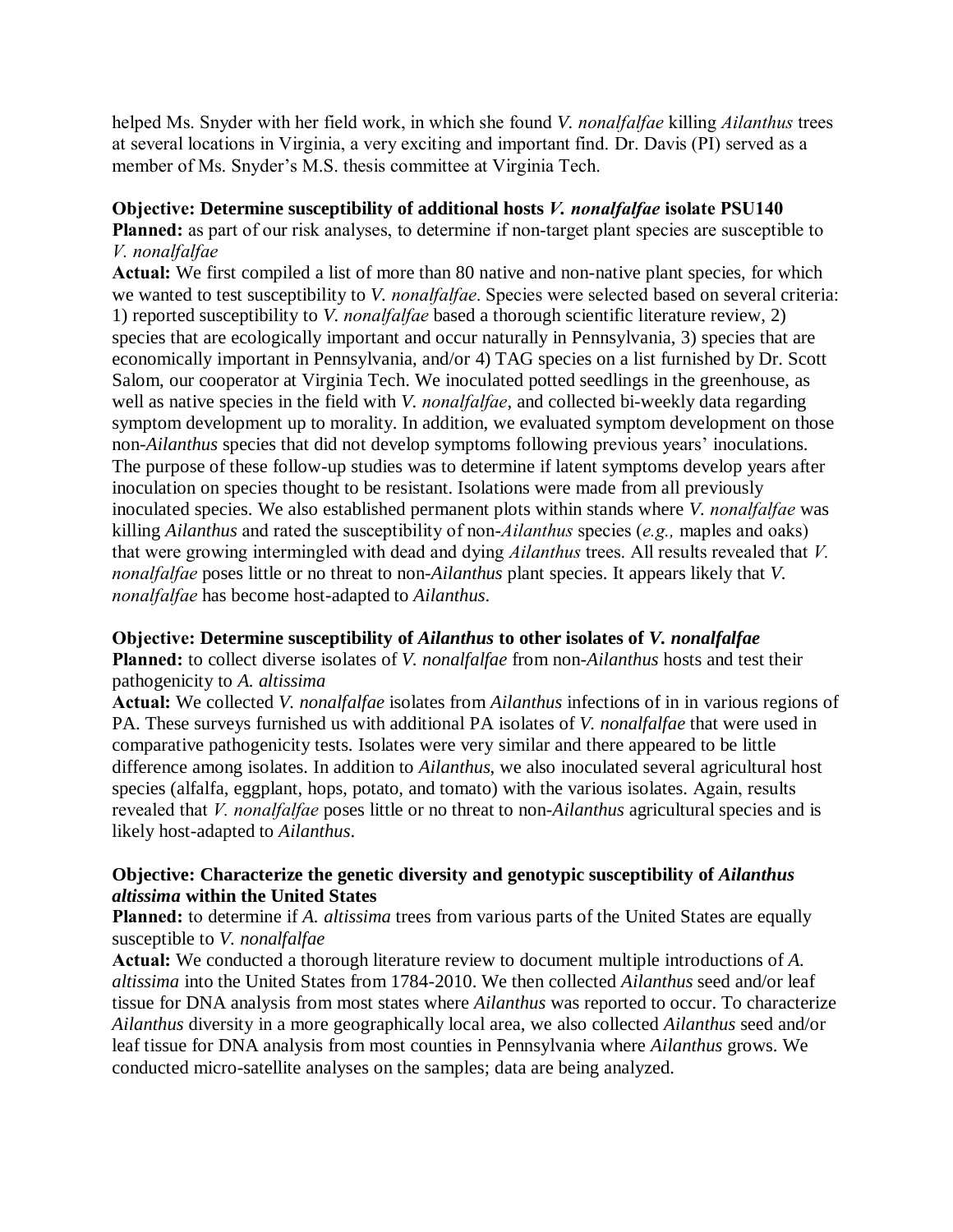helped Ms. Snyder with her field work, in which she found *V. nonalfalfae* killing *Ailanthus* trees at several locations in Virginia, a very exciting and important find. Dr. Davis (PI) served as a member of Ms. Snyder's M.S. thesis committee at Virginia Tech.

**Objective: Determine susceptibility of additional hosts *V. nonalfalfae* isolate PSU140**
**Planned:** as part of our risk analyses, to determine if non-target plant species are susceptible to *V. nonalfalfae*
**Actual:** We first compiled a list of more than 80 native and non-native plant species, for which we wanted to test susceptibility to *V. nonalfalfae*. Species were selected based on several criteria: 1) reported susceptibility to *V. nonalfalfae* based a thorough scientific literature review, 2) species that are ecologically important and occur naturally in Pennsylvania, 3) species that are economically important in Pennsylvania, and/or 4) TAG species on a list furnished by Dr. Scott Salom, our cooperator at Virginia Tech. We inoculated potted seedlings in the greenhouse, as well as native species in the field with *V. nonalfalfae*, and collected bi-weekly data regarding symptom development up to morality. In addition, we evaluated symptom development on those non-*Ailanthus* species that did not develop symptoms following previous years' inoculations. The purpose of these follow-up studies was to determine if latent symptoms develop years after inoculation on species thought to be resistant. Isolations were made from all previously inoculated species. We also established permanent plots within stands where *V. nonalfalfae* was killing *Ailanthus* and rated the susceptibility of non-*Ailanthus* species (*e.g.,* maples and oaks) that were growing intermingled with dead and dying *Ailanthus* trees. All results revealed that *V. nonalfalfae* poses little or no threat to non-*Ailanthus* plant species. It appears likely that *V. nonalfalfae* has become host-adapted to *Ailanthus*.

**Objective: Determine susceptibility of *Ailanthus* to other isolates of *V. nonalfalfae***
**Planned:** to collect diverse isolates of *V. nonalfalfae* from non-*Ailanthus* hosts and test their pathogenicity to *A. altissima*
**Actual:** We collected *V. nonalfalfae* isolates from *Ailanthus* infections of in in various regions of PA. These surveys furnished us with additional PA isolates of *V. nonalfalfae* that were used in comparative pathogenicity tests. Isolates were very similar and there appeared to be little difference among isolates. In addition to *Ailanthus*, we also inoculated several agricultural host species (alfalfa, eggplant, hops, potato, and tomato) with the various isolates. Again, results revealed that *V. nonalfalfae* poses little or no threat to non-*Ailanthus* agricultural species and is likely host-adapted to *Ailanthus*.

**Objective: Characterize the genetic diversity and genotypic susceptibility of *Ailanthus altissima* within the United States**
**Planned:** to determine if *A. altissima* trees from various parts of the United States are equally susceptible to *V. nonalfalfae*
**Actual:** We conducted a thorough literature review to document multiple introductions of *A. altissima* into the United States from 1784-2010. We then collected *Ailanthus* seed and/or leaf tissue for DNA analysis from most states where *Ailanthus* was reported to occur. To characterize *Ailanthus* diversity in a more geographically local area, we also collected *Ailanthus* seed and/or leaf tissue for DNA analysis from most counties in Pennsylvania where *Ailanthus* grows. We conducted micro-satellite analyses on the samples; data are being analyzed.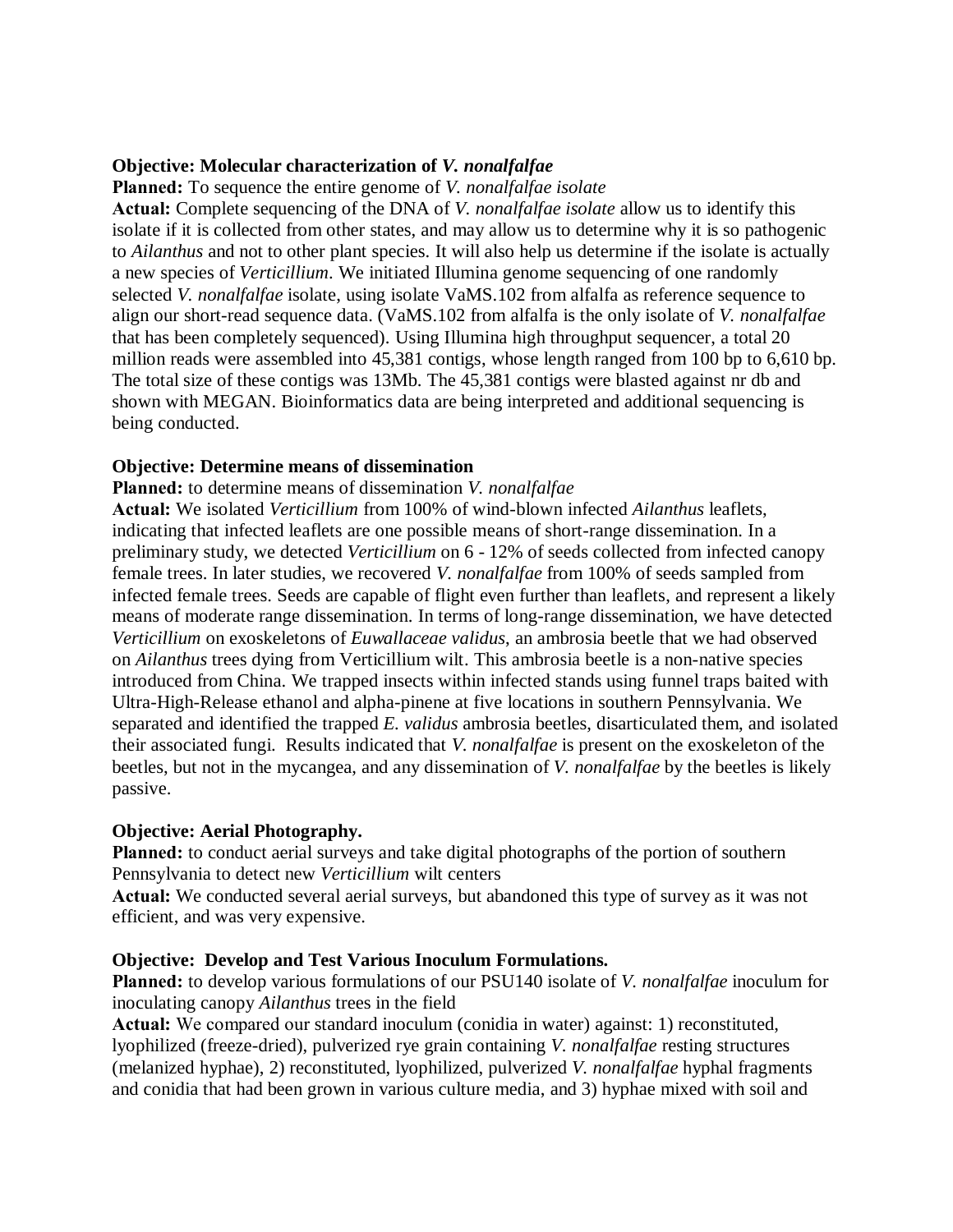**Objective: Molecular characterization of *V. nonalfalfae***

**Planned:** To sequence the entire genome of *V. nonalfalfae isolate*

**Actual:** Complete sequencing of the DNA of *V. nonalfalfae isolate* allow us to identify this isolate if it is collected from other states, and may allow us to determine why it is so pathogenic to *Ailanthus* and not to other plant species. It will also help us determine if the isolate is actually a new species of *Verticillium*. We initiated Illumina genome sequencing of one randomly selected *V. nonalfalfae* isolate, using isolate VaMS.102 from alfalfa as reference sequence to align our short-read sequence data. (VaMS.102 from alfalfa is the only isolate of *V. nonalfalfae* that has been completely sequenced). Using Illumina high throughput sequencer, a total 20 million reads were assembled into 45,381 contigs, whose length ranged from 100 bp to 6,610 bp. The total size of these contigs was 13Mb. The 45,381 contigs were blasted against nr db and shown with MEGAN. Bioinformatics data are being interpreted and additional sequencing is being conducted.

**Objective: Determine means of dissemination**

**Planned:** to determine means of dissemination *V. nonalfalfae*

**Actual:** We isolated *Verticillium* from 100% of wind-blown infected *Ailanthus* leaflets, indicating that infected leaflets are one possible means of short-range dissemination. In a preliminary study, we detected *Verticillium* on 6 - 12% of seeds collected from infected canopy female trees. In later studies, we recovered *V. nonalfalfae* from 100% of seeds sampled from infected female trees. Seeds are capable of flight even further than leaflets, and represent a likely means of moderate range dissemination. In terms of long-range dissemination, we have detected *Verticillium* on exoskeletons of *Euwallaceae validus*, an ambrosia beetle that we had observed on *Ailanthus* trees dying from Verticillium wilt. This ambrosia beetle is a non-native species introduced from China. We trapped insects within infected stands using funnel traps baited with Ultra-High-Release ethanol and alpha-pinene at five locations in southern Pennsylvania. We separated and identified the trapped *E. validus* ambrosia beetles, disarticulated them, and isolated their associated fungi. Results indicated that *V. nonalfalfae* is present on the exoskeleton of the beetles, but not in the mycangea, and any dissemination of *V. nonalfalfae* by the beetles is likely passive.

**Objective: Aerial Photography.**

**Planned:** to conduct aerial surveys and take digital photographs of the portion of southern Pennsylvania to detect new *Verticillium* wilt centers

**Actual:** We conducted several aerial surveys, but abandoned this type of survey as it was not efficient, and was very expensive.

**Objective: Develop and Test Various Inoculum Formulations.**

**Planned:** to develop various formulations of our PSU140 isolate of *V. nonalfalfae* inoculum for inoculating canopy *Ailanthus* trees in the field

**Actual:** We compared our standard inoculum (conidia in water) against: 1) reconstituted, lyophilized (freeze-dried), pulverized rye grain containing *V. nonalfalfae* resting structures (melanized hyphae), 2) reconstituted, lyophilized, pulverized *V. nonalfalfae* hyphal fragments and conidia that had been grown in various culture media, and 3) hyphae mixed with soil and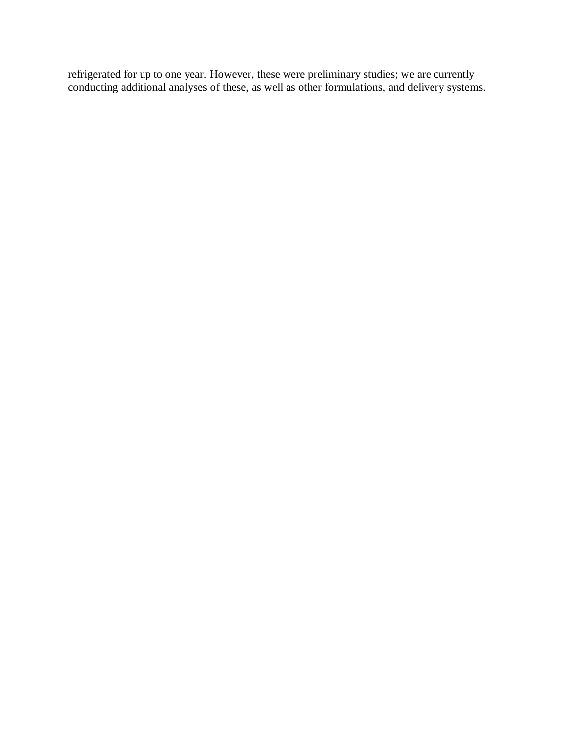refrigerated for up to one year. However, these were preliminary studies; we are currently conducting additional analyses of these, as well as other formulations, and delivery systems.